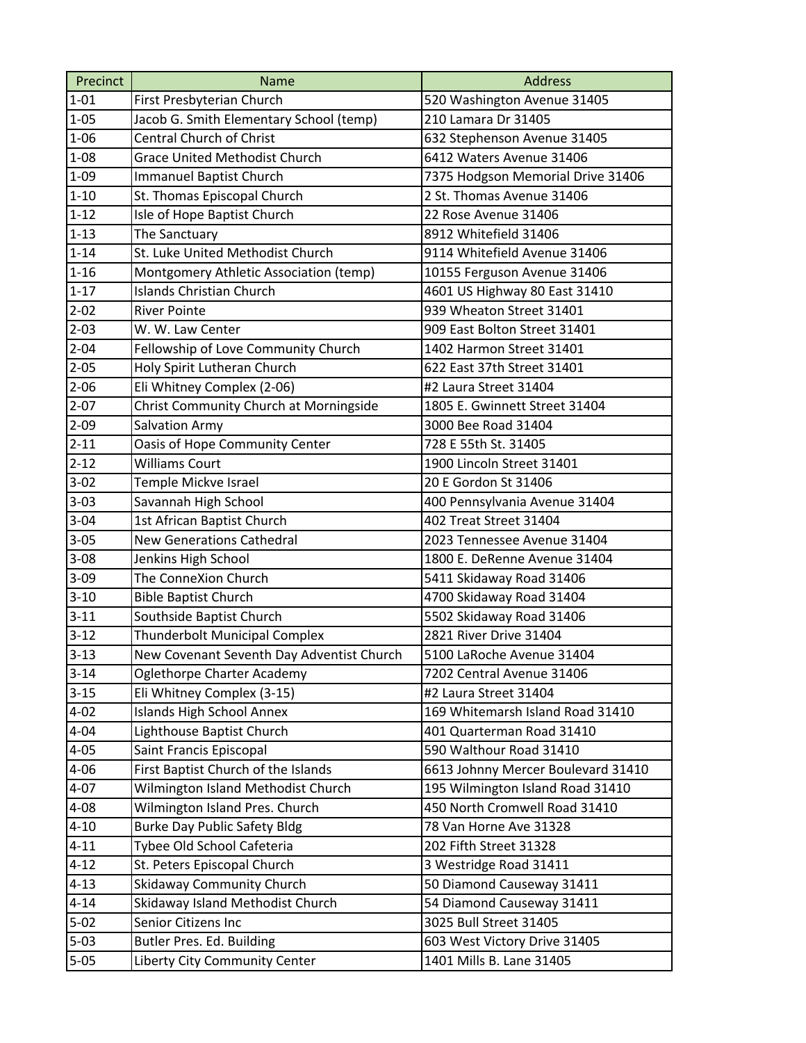| Precinct | Name | Address |
| --- | --- | --- |
| 1-01 | First Presbyterian Church | 520 Washington Avenue 31405 |
| 1-05 | Jacob G. Smith Elementary School (temp) | 210 Lamara Dr 31405 |
| 1-06 | Central Church of Christ | 632 Stephenson Avenue 31405 |
| 1-08 | Grace United Methodist Church | 6412 Waters Avenue 31406 |
| 1-09 | Immanuel Baptist Church | 7375 Hodgson Memorial Drive 31406 |
| 1-10 | St. Thomas Episcopal Church | 2 St. Thomas Avenue 31406 |
| 1-12 | Isle of Hope Baptist Church | 22 Rose Avenue 31406 |
| 1-13 | The Sanctuary | 8912 Whitefield 31406 |
| 1-14 | St. Luke United Methodist Church | 9114 Whitefield Avenue 31406 |
| 1-16 | Montgomery Athletic Association (temp) | 10155 Ferguson Avenue 31406 |
| 1-17 | Islands Christian Church | 4601 US Highway 80 East 31410 |
| 2-02 | River Pointe | 939 Wheaton Street 31401 |
| 2-03 | W. W. Law Center | 909 East Bolton Street 31401 |
| 2-04 | Fellowship of Love Community Church | 1402 Harmon Street 31401 |
| 2-05 | Holy Spirit Lutheran Church | 622 East 37th Street 31401 |
| 2-06 | Eli Whitney Complex (2-06) | #2 Laura Street 31404 |
| 2-07 | Christ Community Church at Morningside | 1805 E. Gwinnett Street 31404 |
| 2-09 | Salvation Army | 3000 Bee Road 31404 |
| 2-11 | Oasis of Hope Community Center | 728 E 55th St. 31405 |
| 2-12 | Williams Court | 1900 Lincoln Street 31401 |
| 3-02 | Temple Mickve Israel | 20 E Gordon St 31406 |
| 3-03 | Savannah High School | 400 Pennsylvania Avenue 31404 |
| 3-04 | 1st African Baptist Church | 402 Treat Street 31404 |
| 3-05 | New Generations Cathedral | 2023 Tennessee Avenue 31404 |
| 3-08 | Jenkins High School | 1800 E. DeRenne Avenue 31404 |
| 3-09 | The ConneXion Church | 5411 Skidaway Road 31406 |
| 3-10 | Bible Baptist Church | 4700 Skidaway Road 31404 |
| 3-11 | Southside Baptist Church | 5502 Skidaway Road 31406 |
| 3-12 | Thunderbolt Municipal Complex | 2821 River Drive 31404 |
| 3-13 | New Covenant Seventh Day Adventist Church | 5100 LaRoche Avenue 31404 |
| 3-14 | Oglethorpe Charter Academy | 7202 Central Avenue 31406 |
| 3-15 | Eli Whitney Complex (3-15) | #2 Laura Street 31404 |
| 4-02 | Islands High School Annex | 169 Whitemarsh Island Road 31410 |
| 4-04 | Lighthouse Baptist Church | 401 Quarterman Road 31410 |
| 4-05 | Saint Francis Episcopal | 590 Walthour Road 31410 |
| 4-06 | First Baptist Church of the Islands | 6613 Johnny Mercer Boulevard 31410 |
| 4-07 | Wilmington Island Methodist Church | 195 Wilmington Island Road 31410 |
| 4-08 | Wilmington Island Pres. Church | 450 North Cromwell Road 31410 |
| 4-10 | Burke Day Public Safety Bldg | 78 Van Horne Ave 31328 |
| 4-11 | Tybee Old School Cafeteria | 202 Fifth Street 31328 |
| 4-12 | St. Peters Episcopal Church | 3 Westridge Road 31411 |
| 4-13 | Skidaway Community Church | 50 Diamond Causeway 31411 |
| 4-14 | Skidaway Island Methodist Church | 54 Diamond Causeway 31411 |
| 5-02 | Senior Citizens Inc | 3025 Bull Street 31405 |
| 5-03 | Butler Pres. Ed. Building | 603 West Victory Drive 31405 |
| 5-05 | Liberty City Community Center | 1401 Mills B. Lane 31405 |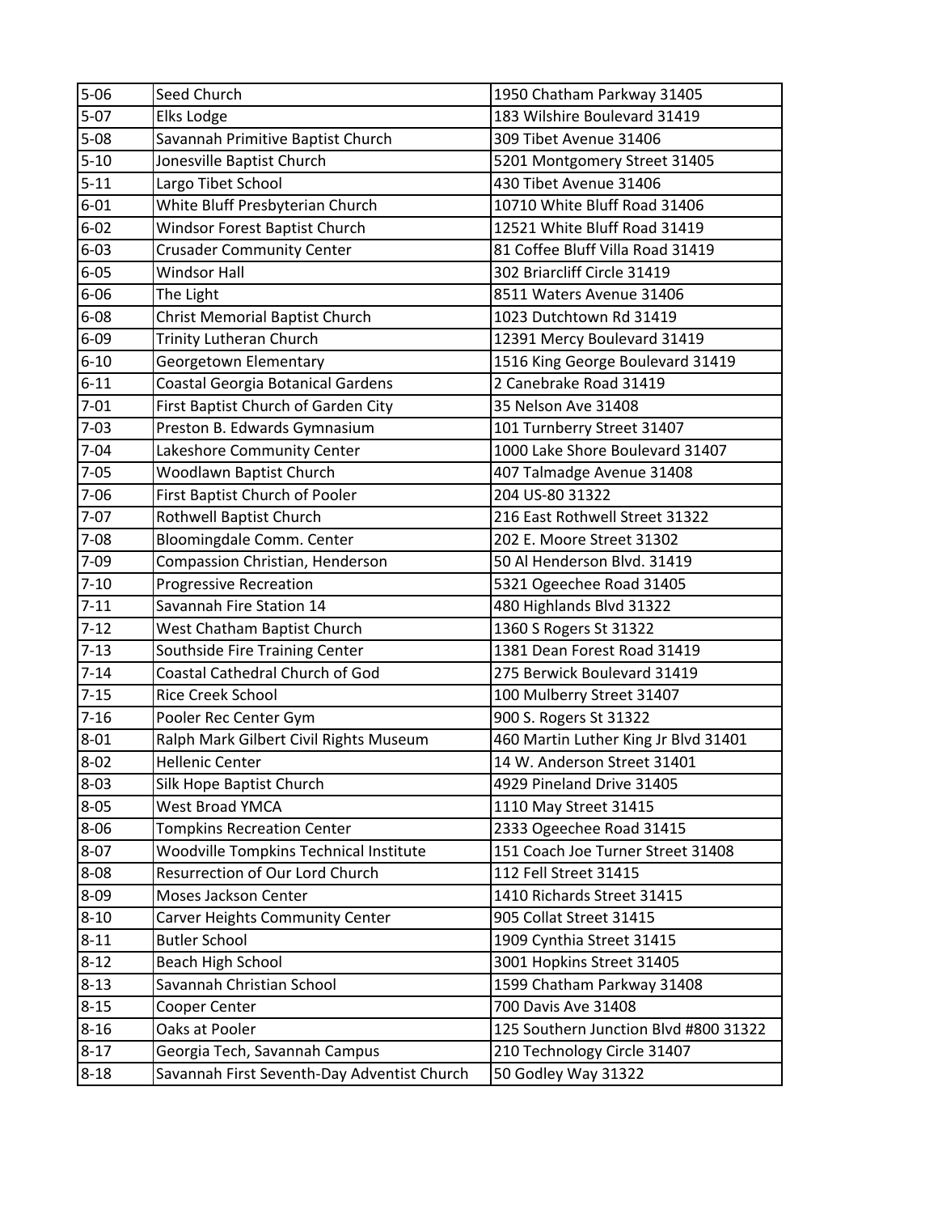| | | |
|---|---|---|
| 5-06 | Seed Church | 1950 Chatham Parkway 31405 |
| 5-07 | Elks Lodge | 183 Wilshire Boulevard 31419 |
| 5-08 | Savannah Primitive Baptist Church | 309 Tibet Avenue 31406 |
| 5-10 | Jonesville Baptist Church | 5201 Montgomery Street 31405 |
| 5-11 | Largo Tibet School | 430 Tibet Avenue 31406 |
| 6-01 | White Bluff Presbyterian Church | 10710 White Bluff Road 31406 |
| 6-02 | Windsor Forest Baptist Church | 12521 White Bluff Road 31419 |
| 6-03 | Crusader Community Center | 81 Coffee Bluff Villa Road 31419 |
| 6-05 | Windsor Hall | 302 Briarcliff Circle 31419 |
| 6-06 | The Light | 8511 Waters Avenue 31406 |
| 6-08 | Christ Memorial Baptist Church | 1023 Dutchtown Rd 31419 |
| 6-09 | Trinity Lutheran Church | 12391 Mercy Boulevard 31419 |
| 6-10 | Georgetown Elementary | 1516 King George Boulevard 31419 |
| 6-11 | Coastal Georgia Botanical Gardens | 2 Canebrake Road 31419 |
| 7-01 | First Baptist Church of Garden City | 35 Nelson Ave 31408 |
| 7-03 | Preston B. Edwards Gymnasium | 101 Turnberry Street 31407 |
| 7-04 | Lakeshore Community Center | 1000 Lake Shore Boulevard 31407 |
| 7-05 | Woodlawn Baptist Church | 407 Talmadge Avenue 31408 |
| 7-06 | First Baptist Church of Pooler | 204 US-80 31322 |
| 7-07 | Rothwell Baptist Church | 216 East Rothwell Street 31322 |
| 7-08 | Bloomingdale Comm. Center | 202 E. Moore Street 31302 |
| 7-09 | Compassion Christian, Henderson | 50 Al Henderson Blvd. 31419 |
| 7-10 | Progressive Recreation | 5321 Ogeechee Road 31405 |
| 7-11 | Savannah Fire Station 14 | 480 Highlands Blvd 31322 |
| 7-12 | West Chatham Baptist Church | 1360 S Rogers St 31322 |
| 7-13 | Southside Fire Training Center | 1381 Dean Forest Road 31419 |
| 7-14 | Coastal Cathedral Church of God | 275 Berwick Boulevard 31419 |
| 7-15 | Rice Creek School | 100 Mulberry Street 31407 |
| 7-16 | Pooler Rec Center Gym | 900 S. Rogers St 31322 |
| 8-01 | Ralph Mark Gilbert Civil Rights Museum | 460 Martin Luther King Jr Blvd 31401 |
| 8-02 | Hellenic Center | 14 W. Anderson Street 31401 |
| 8-03 | Silk Hope Baptist Church | 4929 Pineland Drive 31405 |
| 8-05 | West Broad YMCA | 1110 May Street 31415 |
| 8-06 | Tompkins Recreation Center | 2333 Ogeechee Road 31415 |
| 8-07 | Woodville Tompkins Technical Institute | 151 Coach Joe Turner Street 31408 |
| 8-08 | Resurrection of Our Lord Church | 112 Fell Street 31415 |
| 8-09 | Moses Jackson Center | 1410 Richards Street 31415 |
| 8-10 | Carver Heights Community Center | 905 Collat Street 31415 |
| 8-11 | Butler School | 1909 Cynthia Street 31415 |
| 8-12 | Beach High School | 3001 Hopkins Street 31405 |
| 8-13 | Savannah Christian School | 1599 Chatham Parkway 31408 |
| 8-15 | Cooper Center | 700 Davis Ave 31408 |
| 8-16 | Oaks at Pooler | 125 Southern Junction Blvd #800 31322 |
| 8-17 | Georgia Tech, Savannah Campus | 210 Technology Circle 31407 |
| 8-18 | Savannah First Seventh-Day Adventist Church | 50 Godley Way 31322 |